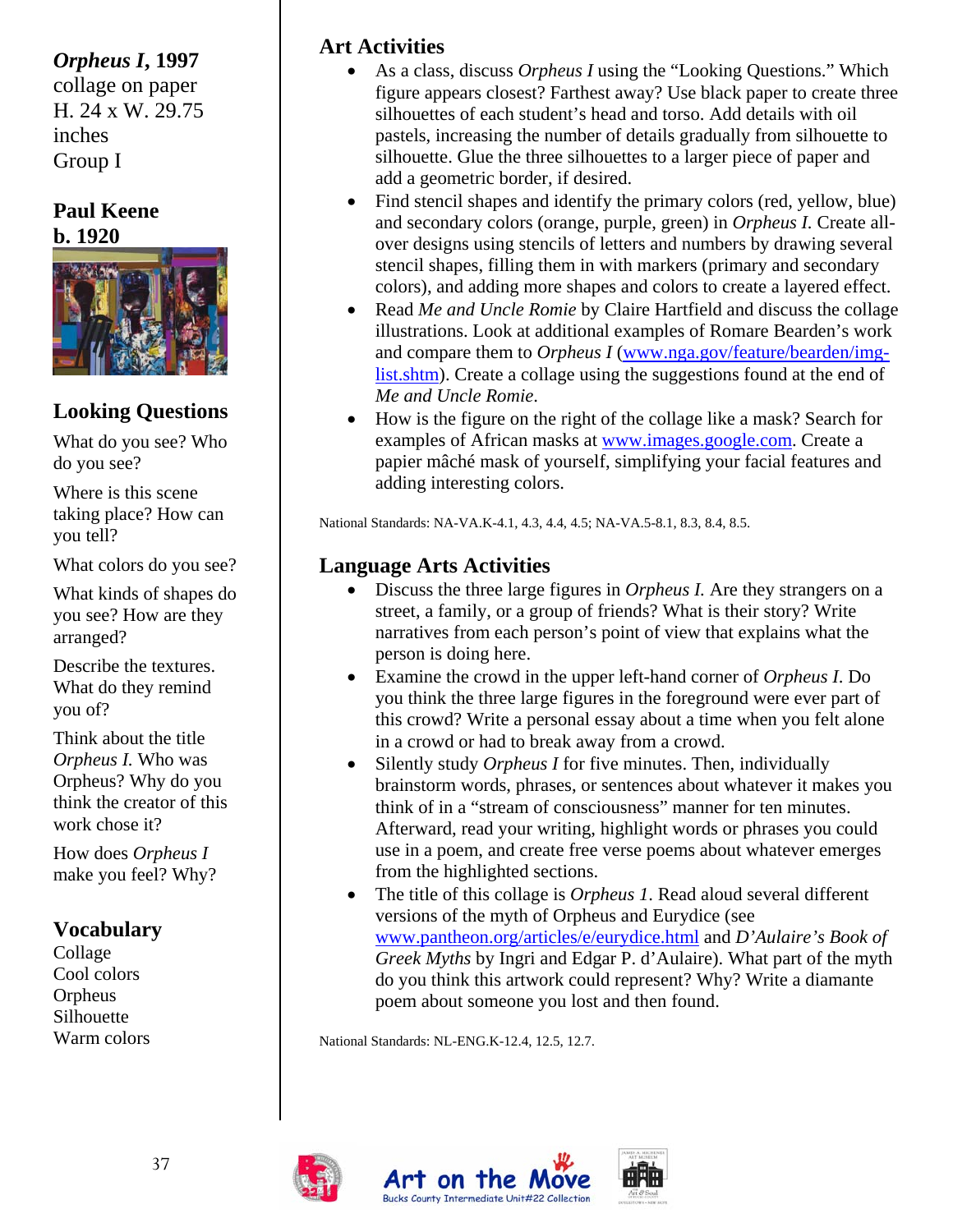***Orpheus I*, 1997**
collage on paper
H. 24 x W. 29.75 inches
Group I

**Paul Keene**
**b. 1920**

## Looking Questions

What do you see? Who do you see?

Where is this scene taking place? How can you tell?

What colors do you see?

What kinds of shapes do you see? How are they arranged?

Describe the textures. What do they remind you of?

Think about the title *Orpheus I.* Who was Orpheus? Why do you think the creator of this work chose it?

How does *Orpheus I* make you feel? Why?

## Vocabulary

Collage
Cool colors
Orpheus
Silhouette
Warm colors

## Art Activities

- As a class, discuss *Orpheus I* using the "Looking Questions." Which figure appears closest? Farthest away? Use black paper to create three silhouettes of each student's head and torso. Add details with oil pastels, increasing the number of details gradually from silhouette to silhouette. Glue the three silhouettes to a larger piece of paper and add a geometric border, if desired.
- Find stencil shapes and identify the primary colors (red, yellow, blue) and secondary colors (orange, purple, green) in *Orpheus I.* Create all-over designs using stencils of letters and numbers by drawing several stencil shapes, filling them in with markers (primary and secondary colors), and adding more shapes and colors to create a layered effect.
- Read *Me and Uncle Romie* by Claire Hartfield and discuss the collage illustrations. Look at additional examples of Romare Bearden's work and compare them to *Orpheus I* (www.nga.gov/feature/bearden/img-list.shtm). Create a collage using the suggestions found at the end of *Me and Uncle Romie.*
- How is the figure on the right of the collage like a mask? Search for examples of African masks at www.images.google.com. Create a papier mâché mask of yourself, simplifying your facial features and adding interesting colors.

National Standards: NA-VA.K-4.1, 4.3, 4.4, 4.5; NA-VA.5-8.1, 8.3, 8.4, 8.5.

## Language Arts Activities

- Discuss the three large figures in *Orpheus I.* Are they strangers on a street, a family, or a group of friends? What is their story? Write narratives from each person's point of view that explains what the person is doing here.
- Examine the crowd in the upper left-hand corner of *Orpheus I.* Do you think the three large figures in the foreground were ever part of this crowd? Write a personal essay about a time when you felt alone in a crowd or had to break away from a crowd.
- Silently study *Orpheus I* for five minutes. Then, individually brainstorm words, phrases, or sentences about whatever it makes you think of in a "stream of consciousness" manner for ten minutes. Afterward, read your writing, highlight words or phrases you could use in a poem, and create free verse poems about whatever emerges from the highlighted sections.
- The title of this collage is *Orpheus 1*. Read aloud several different versions of the myth of Orpheus and Eurydice (see www.pantheon.org/articles/e/eurydice.html and *D'Aulaire's Book of Greek Myths* by Ingri and Edgar P. d'Aulaire). What part of the myth do you think this artwork could represent? Why? Write a diamante poem about someone you lost and then found.

National Standards: NL-ENG.K-12.4, 12.5, 12.7.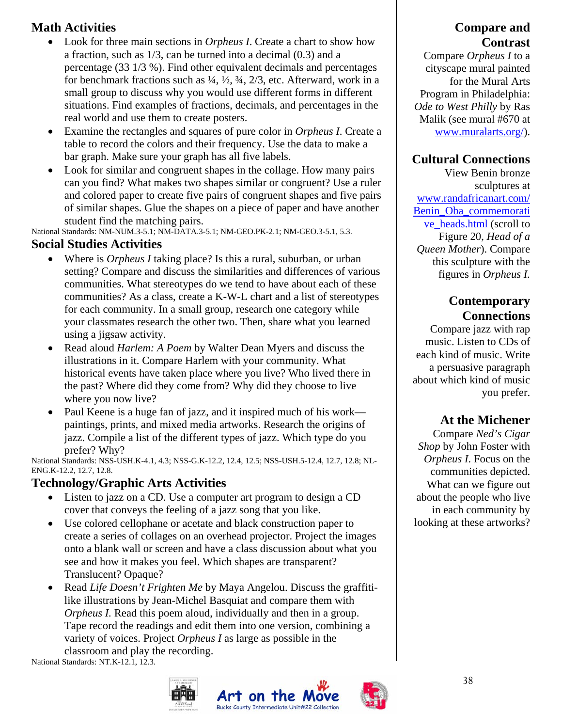## Math Activities

- Look for three main sections in *Orpheus I*. Create a chart to show how a fraction, such as 1/3, can be turned into a decimal (0.3) and a percentage (33 1/3 %). Find other equivalent decimals and percentages for benchmark fractions such as ¼, ½, ¾, 2/3, etc. Afterward, work in a small group to discuss why you would use different forms in different situations. Find examples of fractions, decimals, and percentages in the real world and use them to create posters.
- Examine the rectangles and squares of pure color in *Orpheus I*. Create a table to record the colors and their frequency. Use the data to make a bar graph. Make sure your graph has all five labels.
- Look for similar and congruent shapes in the collage. How many pairs can you find? What makes two shapes similar or congruent? Use a ruler and colored paper to create five pairs of congruent shapes and five pairs of similar shapes. Glue the shapes on a piece of paper and have another student find the matching pairs.

National Standards: NM-NUM.3-5.1; NM-DATA.3-5.1; NM-GEO.PK-2.1; NM-GEO.3-5.1, 5.3.

## Social Studies Activities

- Where is *Orpheus I* taking place? Is this a rural, suburban, or urban setting? Compare and discuss the similarities and differences of various communities. What stereotypes do we tend to have about each of these communities? As a class, create a K-W-L chart and a list of stereotypes for each community. In a small group, research one category while your classmates research the other two. Then, share what you learned using a jigsaw activity.
- Read aloud *Harlem: A Poem* by Walter Dean Myers and discuss the illustrations in it. Compare Harlem with your community. What historical events have taken place where you live? Who lived there in the past? Where did they come from? Why did they choose to live where you now live?
- Paul Keene is a huge fan of jazz, and it inspired much of his work—paintings, prints, and mixed media artworks. Research the origins of jazz. Compile a list of the different types of jazz. Which type do you prefer? Why?

National Standards: NSS-USH.K-4.1, 4.3; NSS-G.K-12.2, 12.4, 12.5; NSS-USH.5-12.4, 12.7, 12.8; NL-ENG.K-12.2, 12.7, 12.8.

## Technology/Graphic Arts Activities

- Listen to jazz on a CD. Use a computer art program to design a CD cover that conveys the feeling of a jazz song that you like.
- Use colored cellophane or acetate and black construction paper to create a series of collages on an overhead projector. Project the images onto a blank wall or screen and have a class discussion about what you see and how it makes you feel. Which shapes are transparent? Translucent? Opaque?
- Read *Life Doesn't Frighten Me* by Maya Angelou. Discuss the graffiti-like illustrations by Jean-Michel Basquiat and compare them with *Orpheus I*. Read this poem aloud, individually and then in a group. Tape record the readings and edit them into one version, combining a variety of voices. Project *Orpheus I* as large as possible in the classroom and play the recording.

National Standards: NT.K-12.1, 12.3.

## Compare and Contrast

Compare *Orpheus I* to a cityscape mural painted for the Mural Arts Program in Philadelphia: *Ode to West Philly* by Ras Malik (see mural #670 at www.muralarts.org/).

## Cultural Connections

View Benin bronze sculptures at www.randafricanart.com/Benin_Oba_commemorative_heads.html (scroll to Figure 20, *Head of a Queen Mother*). Compare this sculpture with the figures in *Orpheus I*.

## Contemporary Connections

Compare jazz with rap music. Listen to CDs of each kind of music. Write a persuasive paragraph about which kind of music you prefer.

## At the Michener

Compare *Ned's Cigar Shop* by John Foster with *Orpheus I*. Focus on the communities depicted. What can we figure out about the people who live in each community by looking at these artworks?